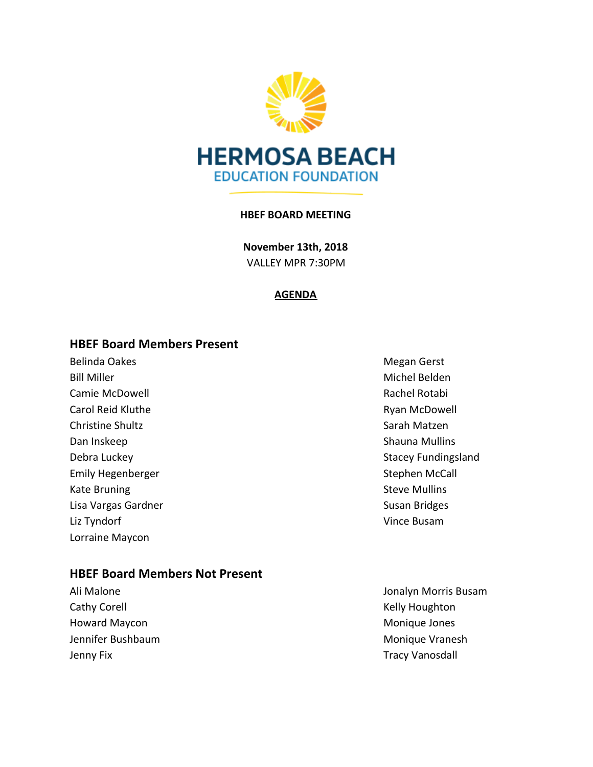# HERMOSA BEACH EDUCATION FOUNDATION

**HBEF BOARD MEETING**

**November 13th, 2018**
VALLEY MPR 7:30PM

**AGENDA**

## HBEF Board Members Present

Belinda Oakes
Bill Miller
Camie McDowell
Carol Reid Kluthe
Christine Shultz
Dan Inskeep
Debra Luckey
Emily Hegenberger
Kate Bruning
Lisa Vargas Gardner
Liz Tyndorf
Lorraine Maycon
Megan Gerst
Michel Belden
Rachel Rotabi
Ryan McDowell
Sarah Matzen
Shauna Mullins
Stacey Fundingsland
Stephen McCall
Steve Mullins
Susan Bridges
Vince Busam

## HBEF Board Members Not Present

Ali Malone
Cathy Corell
Howard Maycon
Jennifer Bushbaum
Jenny Fix
Jonalyn Morris Busam
Kelly Houghton
Monique Jones
Monique Vranesh
Tracy Vanosdall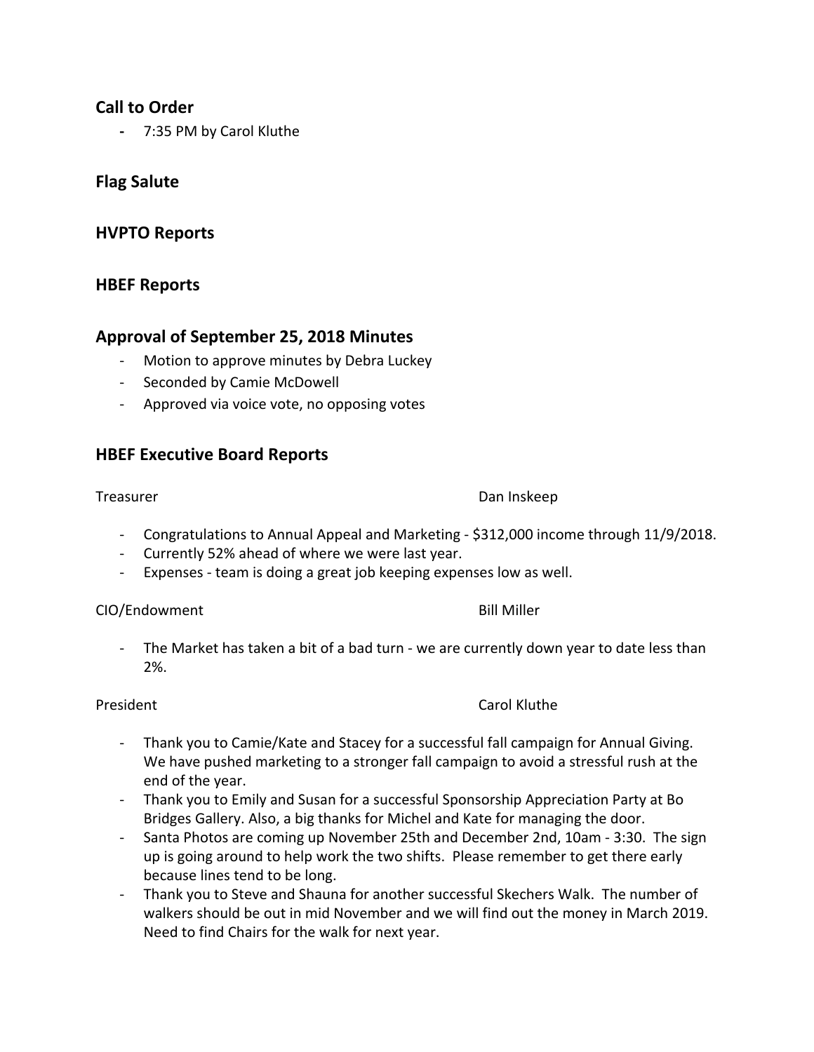## Call to Order

- 7:35 PM by Carol Kluthe

## Flag Salute

## HVPTO Reports

## HBEF Reports

## Approval of September 25, 2018 Minutes

- Motion to approve minutes by Debra Luckey
- Seconded by Camie McDowell
- Approved via voice vote, no opposing votes

## HBEF Executive Board Reports

Treasurer — Dan Inskeep

- Congratulations to Annual Appeal and Marketing - $312,000 income through 11/9/2018.
- Currently 52% ahead of where we were last year.
- Expenses - team is doing a great job keeping expenses low as well.

CIO/Endowment — Bill Miller

- The Market has taken a bit of a bad turn - we are currently down year to date less than 2%.

President — Carol Kluthe

- Thank you to Camie/Kate and Stacey for a successful fall campaign for Annual Giving. We have pushed marketing to a stronger fall campaign to avoid a stressful rush at the end of the year.
- Thank you to Emily and Susan for a successful Sponsorship Appreciation Party at Bo Bridges Gallery. Also, a big thanks for Michel and Kate for managing the door.
- Santa Photos are coming up November 25th and December 2nd, 10am - 3:30. The sign up is going around to help work the two shifts. Please remember to get there early because lines tend to be long.
- Thank you to Steve and Shauna for another successful Skechers Walk. The number of walkers should be out in mid November and we will find out the money in March 2019. Need to find Chairs for the walk for next year.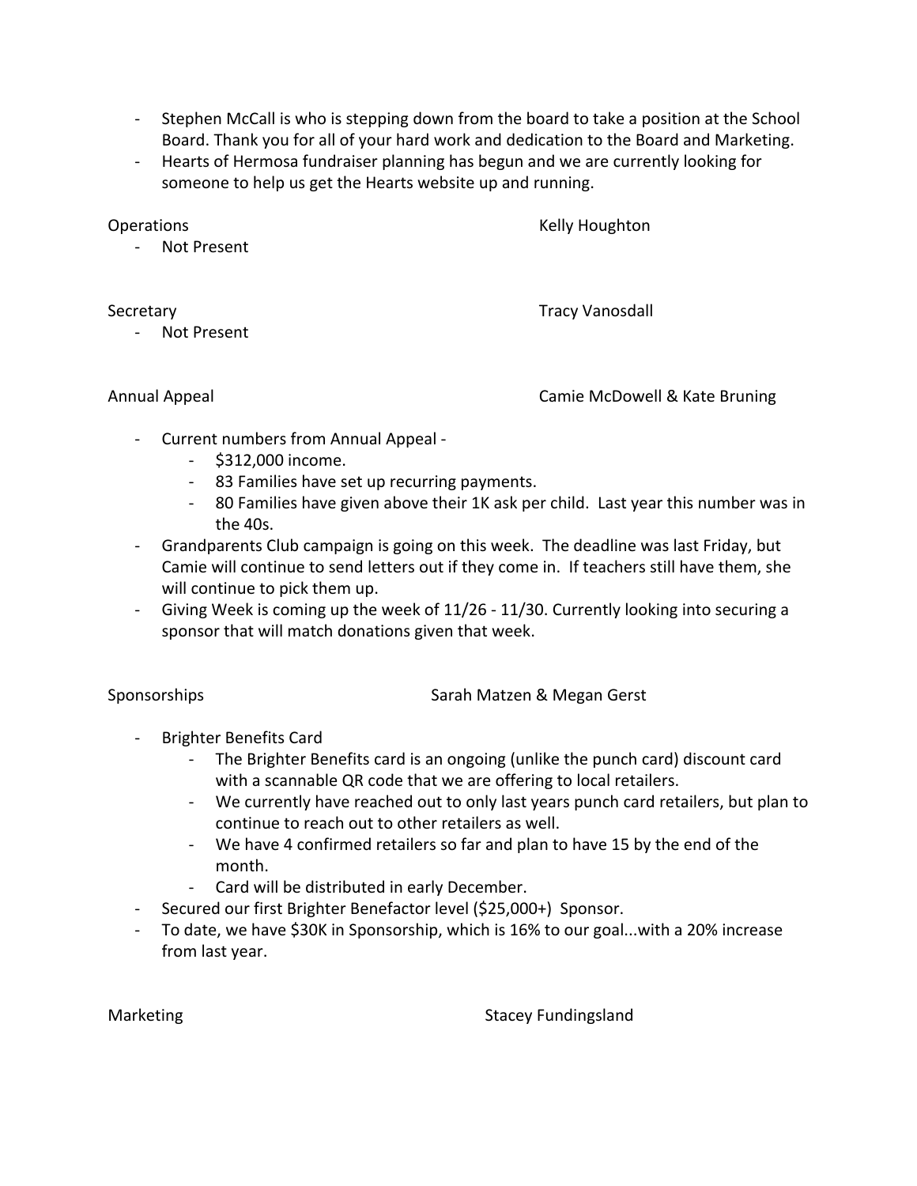- Stephen McCall is who is stepping down from the board to take a position at the School Board. Thank you for all of your hard work and dedication to the Board and Marketing.
- Hearts of Hermosa fundraiser planning has begun and we are currently looking for someone to help us get the Hearts website up and running.

Operations — Kelly Houghton

- Not Present

Secretary — Tracy Vanosdall

- Not Present

Annual Appeal — Camie McDowell & Kate Bruning

- Current numbers from Annual Appeal -
  - $312,000 income.
  - 83 Families have set up recurring payments.
  - 80 Families have given above their 1K ask per child. Last year this number was in the 40s.
- Grandparents Club campaign is going on this week. The deadline was last Friday, but Camie will continue to send letters out if they come in. If teachers still have them, she will continue to pick them up.
- Giving Week is coming up the week of 11/26 - 11/30. Currently looking into securing a sponsor that will match donations given that week.

Sponsorships — Sarah Matzen & Megan Gerst

- Brighter Benefits Card
  - The Brighter Benefits card is an ongoing (unlike the punch card) discount card with a scannable QR code that we are offering to local retailers.
  - We currently have reached out to only last years punch card retailers, but plan to continue to reach out to other retailers as well.
  - We have 4 confirmed retailers so far and plan to have 15 by the end of the month.
  - Card will be distributed in early December.
- Secured our first Brighter Benefactor level ($25,000+) Sponsor.
- To date, we have $30K in Sponsorship, which is 16% to our goal...with a 20% increase from last year.

Marketing — Stacey Fundingsland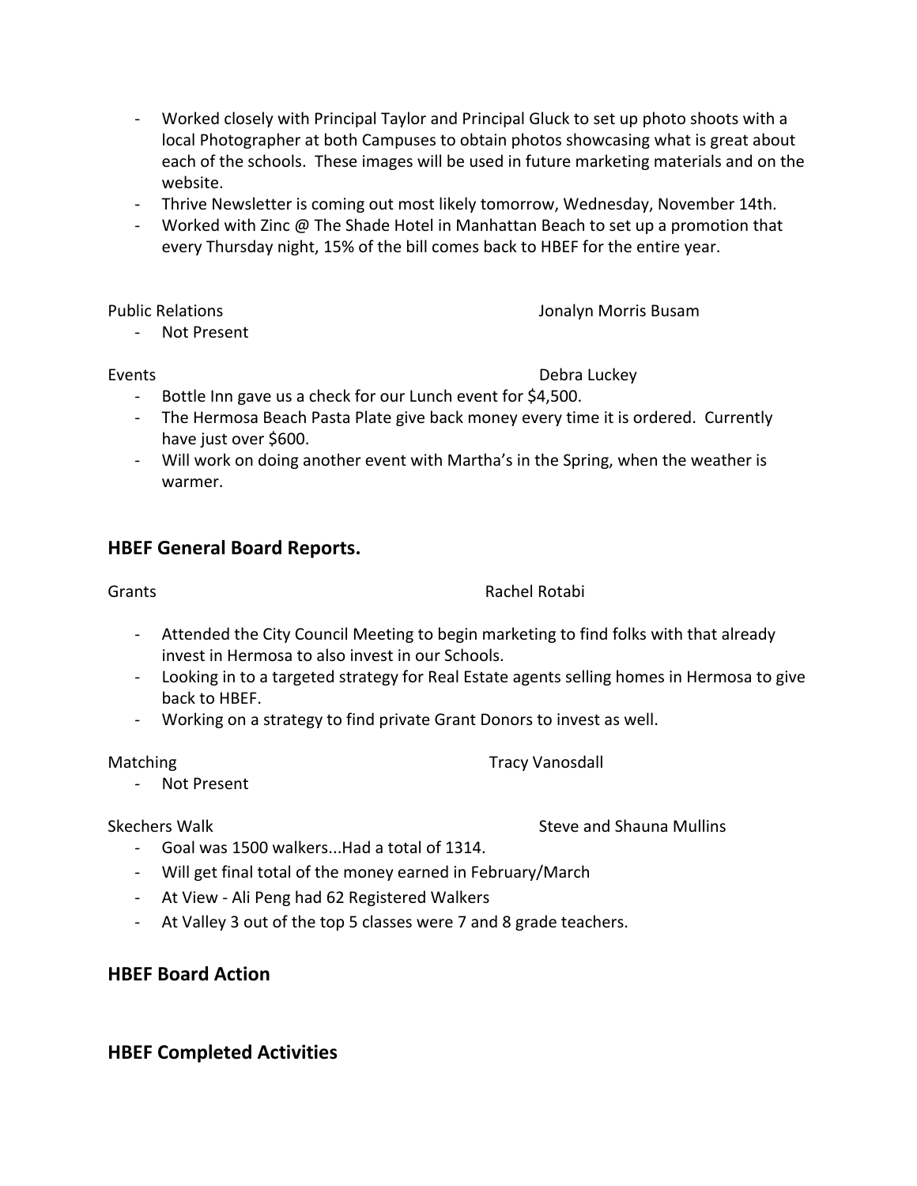- Worked closely with Principal Taylor and Principal Gluck to set up photo shoots with a local Photographer at both Campuses to obtain photos showcasing what is great about each of the schools. These images will be used in future marketing materials and on the website.
- Thrive Newsletter is coming out most likely tomorrow, Wednesday, November 14th.
- Worked with Zinc @ The Shade Hotel in Manhattan Beach to set up a promotion that every Thursday night, 15% of the bill comes back to HBEF for the entire year.

Public Relations — Jonalyn Morris Busam

- Not Present

Events — Debra Luckey

- Bottle Inn gave us a check for our Lunch event for $4,500.
- The Hermosa Beach Pasta Plate give back money every time it is ordered. Currently have just over $600.
- Will work on doing another event with Martha's in the Spring, when the weather is warmer.

## HBEF General Board Reports.

Grants — Rachel Rotabi

- Attended the City Council Meeting to begin marketing to find folks with that already invest in Hermosa to also invest in our Schools.
- Looking in to a targeted strategy for Real Estate agents selling homes in Hermosa to give back to HBEF.
- Working on a strategy to find private Grant Donors to invest as well.

Matching — Tracy Vanosdall

- Not Present

Skechers Walk — Steve and Shauna Mullins

- Goal was 1500 walkers...Had a total of 1314.
- Will get final total of the money earned in February/March
- At View - Ali Peng had 62 Registered Walkers
- At Valley 3 out of the top 5 classes were 7 and 8 grade teachers.

## HBEF Board Action

## HBEF Completed Activities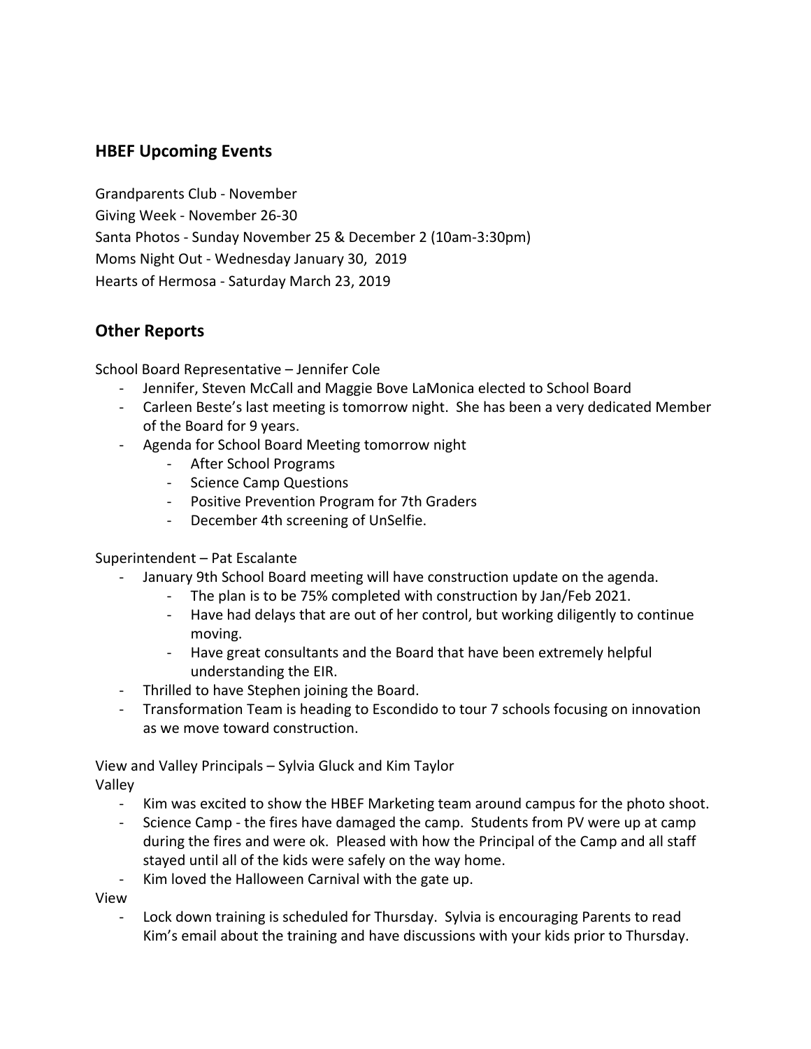## HBEF Upcoming Events

Grandparents Club - November
Giving Week - November 26-30
Santa Photos - Sunday November 25 & December 2 (10am-3:30pm)
Moms Night Out - Wednesday January 30, 2019
Hearts of Hermosa - Saturday March 23, 2019

## Other Reports

School Board Representative – Jennifer Cole

- Jennifer, Steven McCall and Maggie Bove LaMonica elected to School Board
- Carleen Beste's last meeting is tomorrow night. She has been a very dedicated Member of the Board for 9 years.
- Agenda for School Board Meeting tomorrow night
    - After School Programs
    - Science Camp Questions
    - Positive Prevention Program for 7th Graders
    - December 4th screening of UnSelfie.

Superintendent – Pat Escalante

- January 9th School Board meeting will have construction update on the agenda.
    - The plan is to be 75% completed with construction by Jan/Feb 2021.
    - Have had delays that are out of her control, but working diligently to continue moving.
    - Have great consultants and the Board that have been extremely helpful understanding the EIR.
- Thrilled to have Stephen joining the Board.
- Transformation Team is heading to Escondido to tour 7 schools focusing on innovation as we move toward construction.

View and Valley Principals – Sylvia Gluck and Kim Taylor

Valley

- Kim was excited to show the HBEF Marketing team around campus for the photo shoot.
- Science Camp - the fires have damaged the camp. Students from PV were up at camp during the fires and were ok. Pleased with how the Principal of the Camp and all staff stayed until all of the kids were safely on the way home.
- Kim loved the Halloween Carnival with the gate up.

View

- Lock down training is scheduled for Thursday. Sylvia is encouraging Parents to read Kim's email about the training and have discussions with your kids prior to Thursday.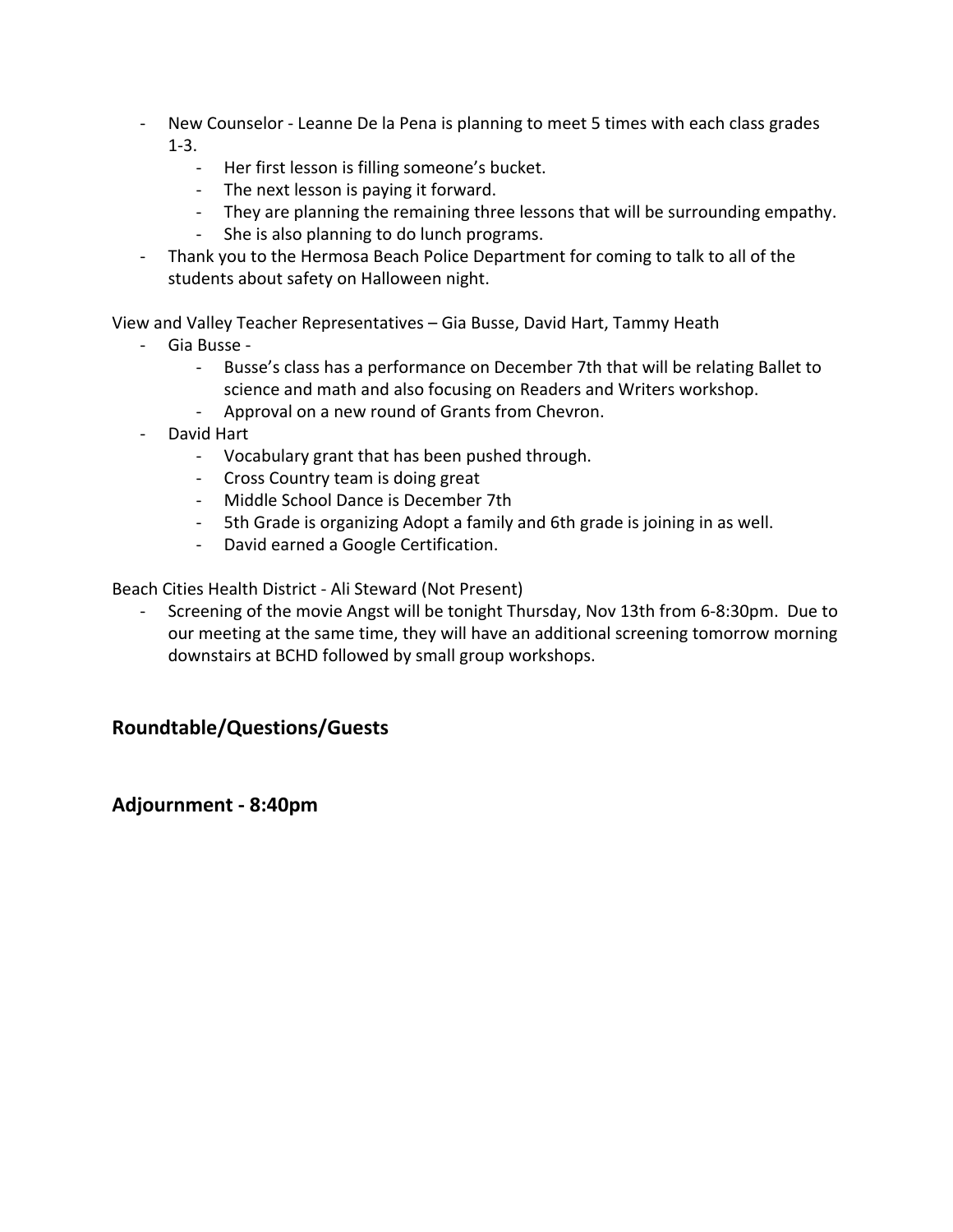- New Counselor - Leanne De la Pena is planning to meet 5 times with each class grades 1-3.
    - Her first lesson is filling someone's bucket.
    - The next lesson is paying it forward.
    - They are planning the remaining three lessons that will be surrounding empathy.
    - She is also planning to do lunch programs.
- Thank you to the Hermosa Beach Police Department for coming to talk to all of the students about safety on Halloween night.

View and Valley Teacher Representatives – Gia Busse, David Hart, Tammy Heath

- Gia Busse -
    - Busse's class has a performance on December 7th that will be relating Ballet to science and math and also focusing on Readers and Writers workshop.
    - Approval on a new round of Grants from Chevron.
- David Hart
    - Vocabulary grant that has been pushed through.
    - Cross Country team is doing great
    - Middle School Dance is December 7th
    - 5th Grade is organizing Adopt a family and 6th grade is joining in as well.
    - David earned a Google Certification.

Beach Cities Health District - Ali Steward (Not Present)

- Screening of the movie Angst will be tonight Thursday, Nov 13th from 6-8:30pm. Due to our meeting at the same time, they will have an additional screening tomorrow morning downstairs at BCHD followed by small group workshops.

## Roundtable/Questions/Guests

## Adjournment - 8:40pm